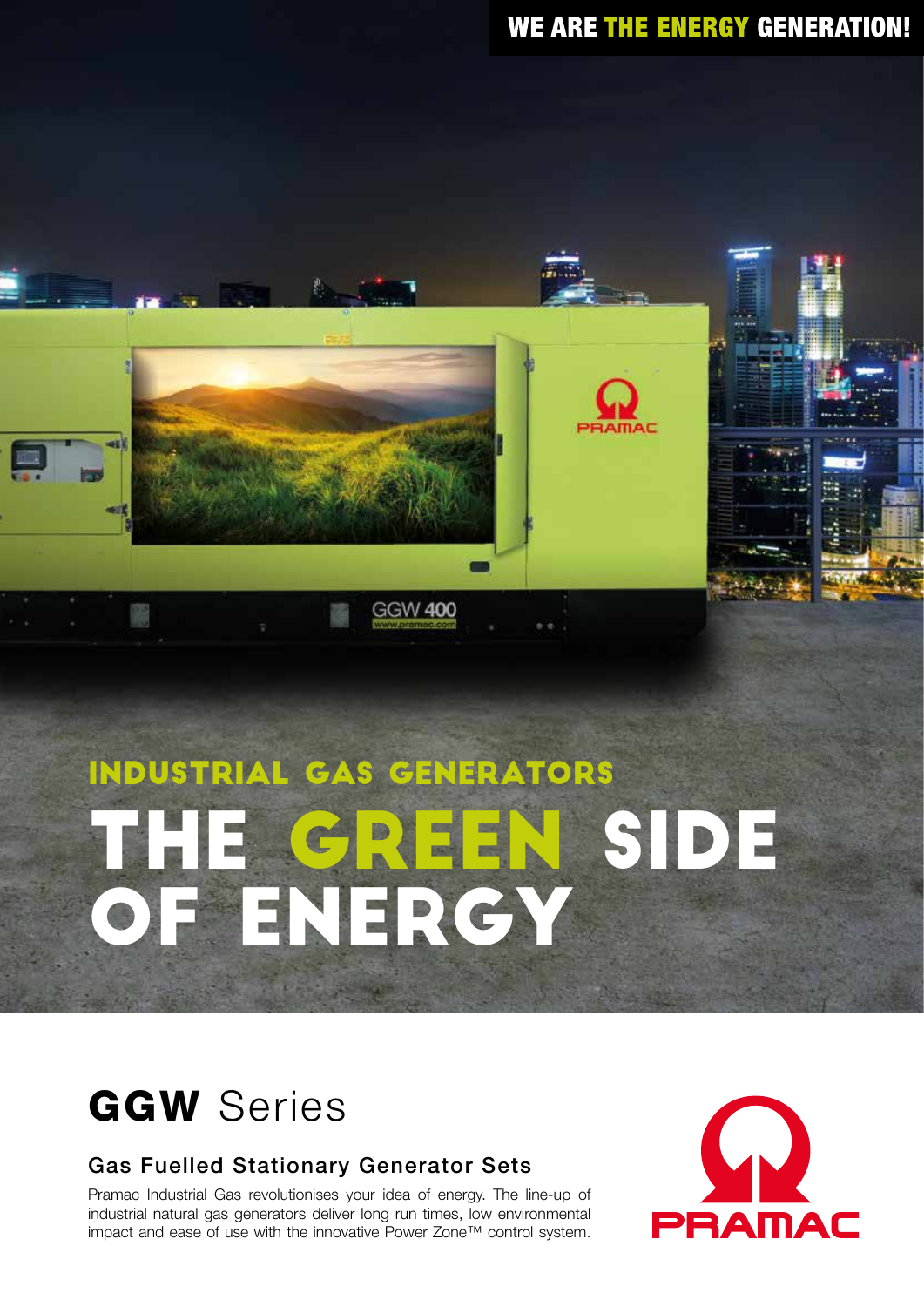WE ARE THE ENERGY GENERATION!

## INDUSTRIAL GAS GENERATORS

# THE GREEN SIDE OF ENERGY

# GGW Series

### Gas Fuelled Stationary Generator Sets

Pramac Industrial Gas revolutionises your idea of energy. The line-up of industrial natural gas generators deliver long run times, low environmental impact and ease of use with the innovative Power Zone™ control system.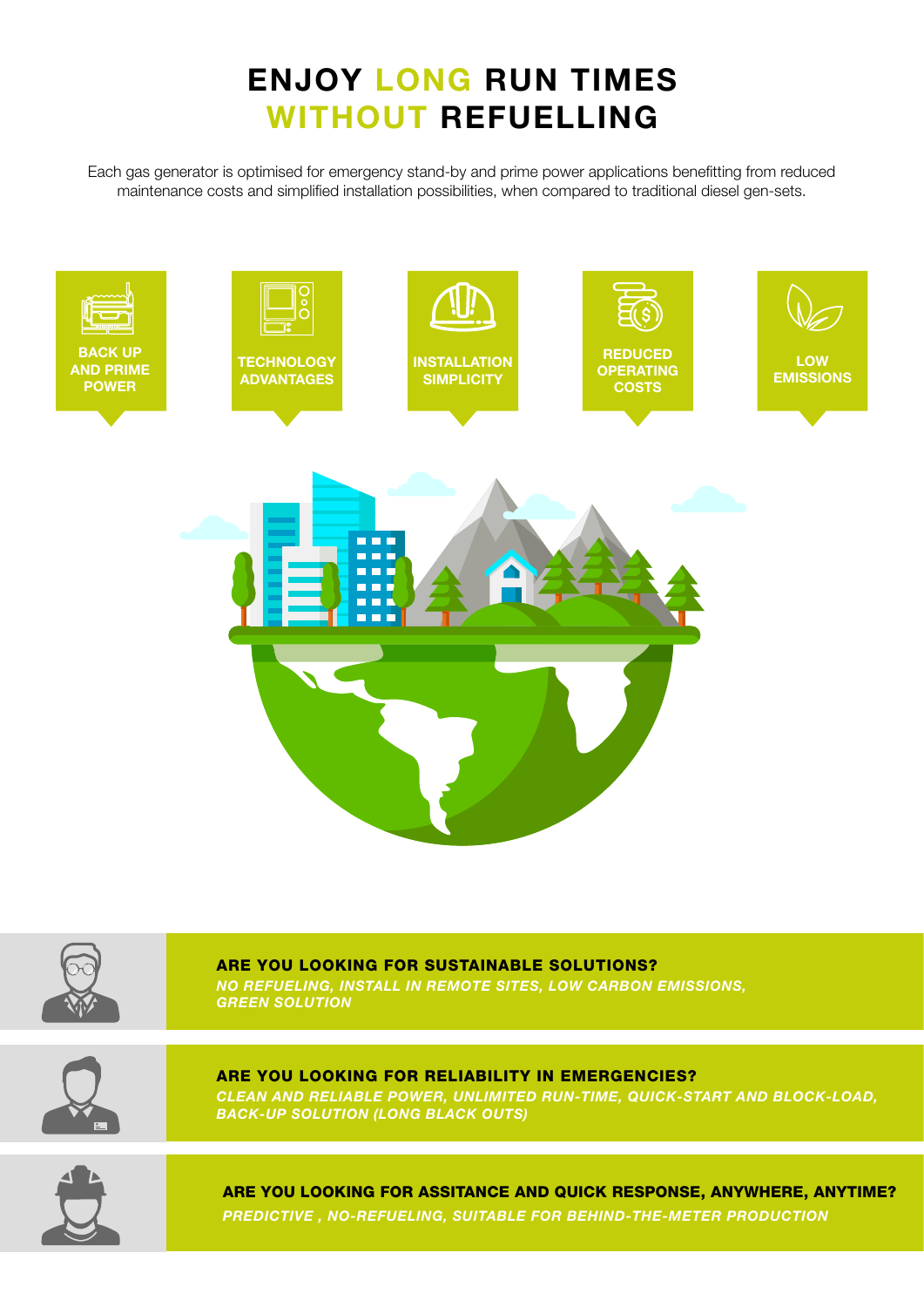# ENJOY LONG RUN TIMES WITHOUT REFUELLING

Each gas generator is optimised for emergency stand-by and prime power applications benefitting from reduced maintenance costs and simplified installation possibilities, when compared to traditional diesel gen-sets.

- **BACK UP AND PRIME POWER**
- **TECHNOLOGY ADVANTAGES**
- **INSTALLATION SIMPLICITY**
- **REDUCED OPERATING COSTS**
- **LOW EMISSIONS**

**ARE YOU LOOKING FOR SUSTAINABLE SOLUTIONS?**
*NO REFUELING, INSTALL IN REMOTE SITES, LOW CARBON EMISSIONS, GREEN SOLUTION*

**ARE YOU LOOKING FOR RELIABILITY IN EMERGENCIES?**
*CLEAN AND RELIABLE POWER, UNLIMITED RUN-TIME, QUICK-START AND BLOCK-LOAD, BACK-UP SOLUTION (LONG BLACK OUTS)*

**ARE YOU LOOKING FOR ASSITANCE AND QUICK RESPONSE, ANYWHERE, ANYTIME?**
*PREDICTIVE , NO-REFUELING, SUITABLE FOR BEHIND-THE-METER PRODUCTION*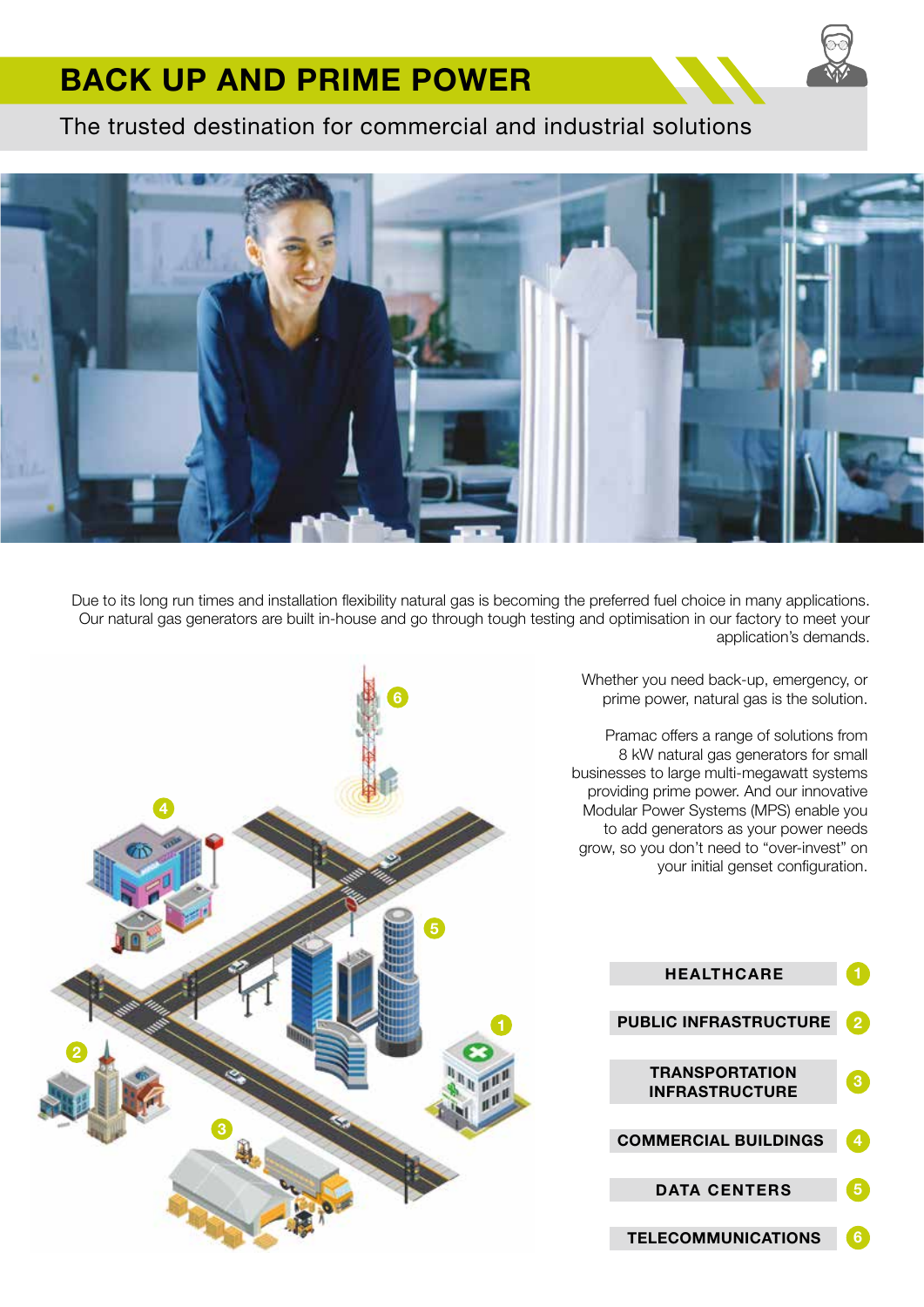# BACK UP AND PRIME POWER

The trusted destination for commercial and industrial solutions

Due to its long run times and installation flexibility natural gas is becoming the preferred fuel choice in many applications. Our natural gas generators are built in-house and go through tough testing and optimisation in our factory to meet your application's demands.

Whether you need back-up, emergency, or prime power, natural gas is the solution.

Pramac offers a range of solutions from 8 kW natural gas generators for small businesses to large multi-megawatt systems providing prime power. And our innovative Modular Power Systems (MPS) enable you to add generators as your power needs grow, so you don't need to "over-invest" on your initial genset configuration.

1. HEALTHCARE
2. PUBLIC INFRASTRUCTURE
3. TRANSPORTATION INFRASTRUCTURE
4. COMMERCIAL BUILDINGS
5. DATA CENTERS
6. TELECOMMUNICATIONS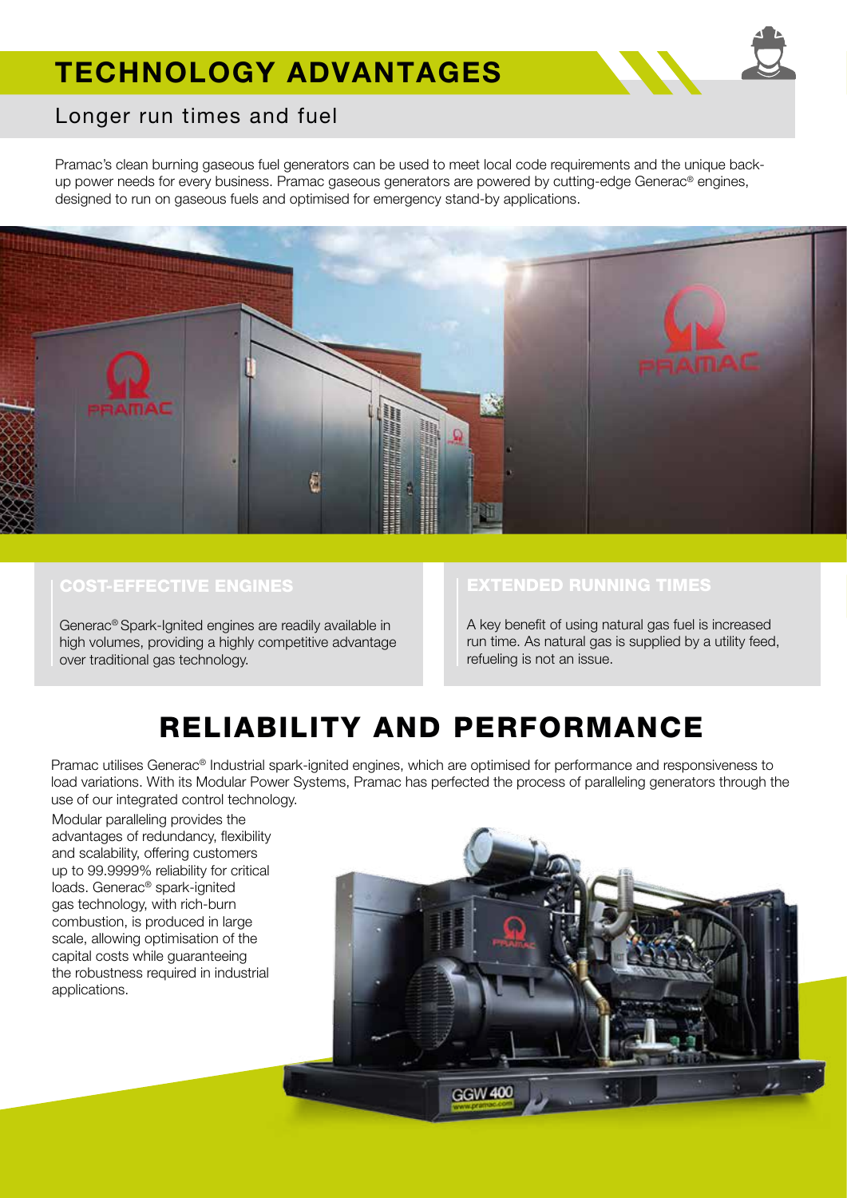# TECHNOLOGY ADVANTAGES

## Longer run times and fuel

Pramac's clean burning gaseous fuel generators can be used to meet local code requirements and the unique back-up power needs for every business. Pramac gaseous generators are powered by cutting-edge Generac® engines, designed to run on gaseous fuels and optimised for emergency stand-by applications.

### COST-EFFECTIVE ENGINES

Generac® Spark-Ignited engines are readily available in high volumes, providing a highly competitive advantage over traditional gas technology.

### EXTENDED RUNNING TIMES

A key benefit of using natural gas fuel is increased run time. As natural gas is supplied by a utility feed, refueling is not an issue.

# RELIABILITY AND PERFORMANCE

Pramac utilises Generac® Industrial spark-ignited engines, which are optimised for performance and responsiveness to load variations. With its Modular Power Systems, Pramac has perfected the process of paralleling generators through the use of our integrated control technology.

Modular paralleling provides the advantages of redundancy, flexibility and scalability, offering customers up to 99.9999% reliability for critical loads. Generac® spark-ignited gas technology, with rich-burn combustion, is produced in large scale, allowing optimisation of the capital costs while guaranteeing the robustness required in industrial applications.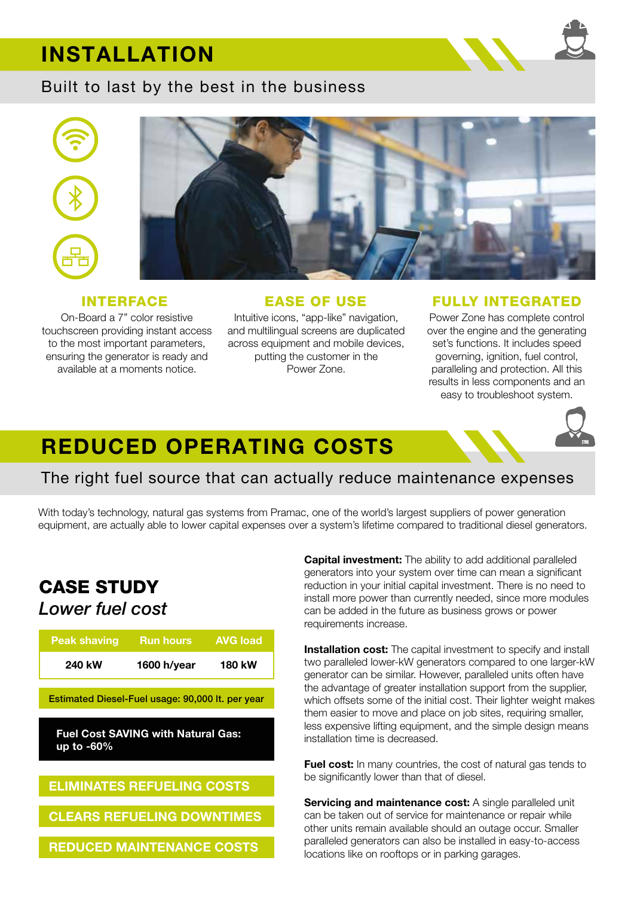# INSTALLATION

Built to last by the best in the business

### INTERFACE

On-Board a 7" color resistive touchscreen providing instant access to the most important parameters, ensuring the generator is ready and available at a moments notice.

### EASE OF USE

Intuitive icons, "app-like" navigation, and multilingual screens are duplicated across equipment and mobile devices, putting the customer in the Power Zone.

### FULLY INTEGRATED

Power Zone has complete control over the engine and the generating set's functions. It includes speed governing, ignition, fuel control, paralleling and protection. All this results in less components and an easy to troubleshoot system.

# REDUCED OPERATING COSTS

The right fuel source that can actually reduce maintenance expenses

With today's technology, natural gas systems from Pramac, one of the world's largest suppliers of power generation equipment, are actually able to lower capital expenses over a system's lifetime compared to traditional diesel generators.

## CASE STUDY

*Lower fuel cost*

| Peak shaving | Run hours | AVG load |
|---|---|---|
| 240 kW | 1600 h/year | 180 kW |

Estimated Diesel-Fuel usage: 90,000 lt. per year

**Fuel Cost SAVING with Natural Gas: up to -60%**

**ELIMINATES REFUELING COSTS**

**CLEARS REFUELING DOWNTIMES**

**REDUCED MAINTENANCE COSTS**

**Capital investment:** The ability to add additional paralleled generators into your system over time can mean a significant reduction in your initial capital investment. There is no need to install more power than currently needed, since more modules can be added in the future as business grows or power requirements increase.

**Installation cost:** The capital investment to specify and install two paralleled lower-kW generators compared to one larger-kW generator can be similar. However, paralleled units often have the advantage of greater installation support from the supplier, which offsets some of the initial cost. Their lighter weight makes them easier to move and place on job sites, requiring smaller, less expensive lifting equipment, and the simple design means installation time is decreased.

**Fuel cost:** In many countries, the cost of natural gas tends to be significantly lower than that of diesel.

**Servicing and maintenance cost:** A single paralleled unit can be taken out of service for maintenance or repair while other units remain available should an outage occur. Smaller paralleled generators can also be installed in easy-to-access locations like on rooftops or in parking garages.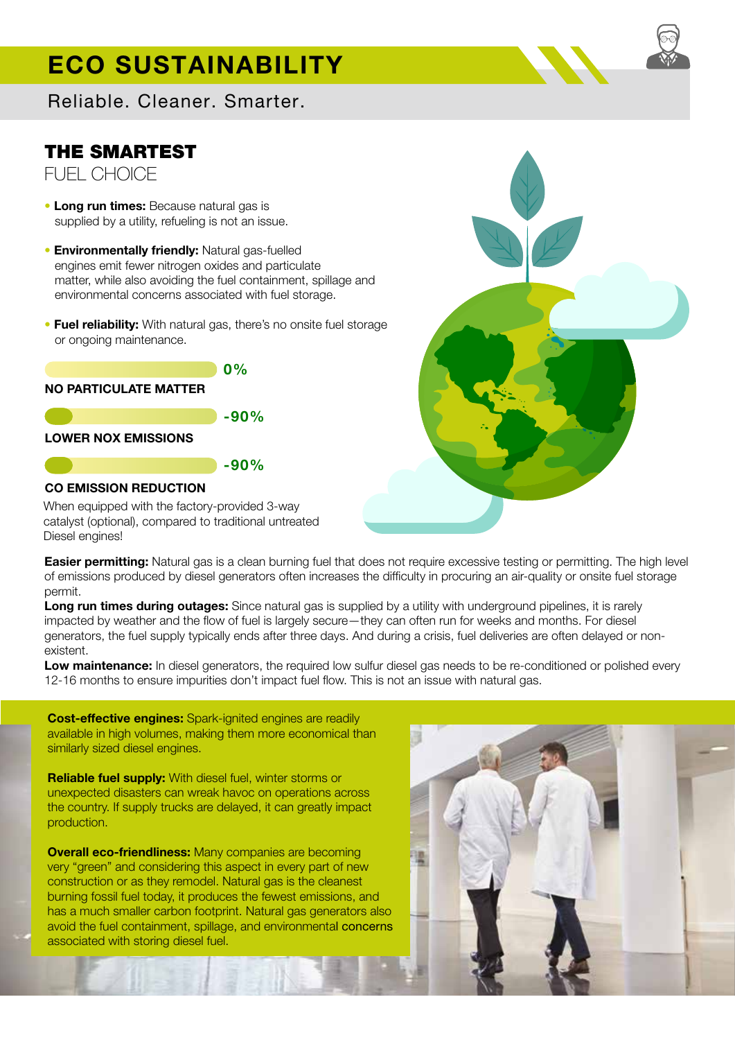# ECO SUSTAINABILITY

Reliable. Cleaner. Smarter.

## THE SMARTEST FUEL CHOICE

- **Long run times:** Because natural gas is supplied by a utility, refueling is not an issue.
- **Environmentally friendly:** Natural gas-fuelled engines emit fewer nitrogen oxides and particulate matter, while also avoiding the fuel containment, spillage and environmental concerns associated with fuel storage.
- **Fuel reliability:** With natural gas, there's no onsite fuel storage or ongoing maintenance.

0%

NO PARTICULATE MATTER

-90%

LOWER NOX EMISSIONS

-90%

CO EMISSION REDUCTION

When equipped with the factory-provided 3-way catalyst (optional), compared to traditional untreated Diesel engines!

**Easier permitting:** Natural gas is a clean burning fuel that does not require excessive testing or permitting. The high level of emissions produced by diesel generators often increases the difficulty in procuring an air-quality or onsite fuel storage permit.

**Long run times during outages:** Since natural gas is supplied by a utility with underground pipelines, it is rarely impacted by weather and the flow of fuel is largely secure—they can often run for weeks and months. For diesel generators, the fuel supply typically ends after three days. And during a crisis, fuel deliveries are often delayed or non-existent.

**Low maintenance:** In diesel generators, the required low sulfur diesel gas needs to be re-conditioned or polished every 12-16 months to ensure impurities don't impact fuel flow. This is not an issue with natural gas.

**Cost-effective engines:** Spark-ignited engines are readily available in high volumes, making them more economical than similarly sized diesel engines.

**Reliable fuel supply:** With diesel fuel, winter storms or unexpected disasters can wreak havoc on operations across the country. If supply trucks are delayed, it can greatly impact production.

**Overall eco-friendliness:** Many companies are becoming very "green" and considering this aspect in every part of new construction or as they remodel. Natural gas is the cleanest burning fossil fuel today, it produces the fewest emissions, and has a much smaller carbon footprint. Natural gas generators also avoid the fuel containment, spillage, and environmental concerns associated with storing diesel fuel.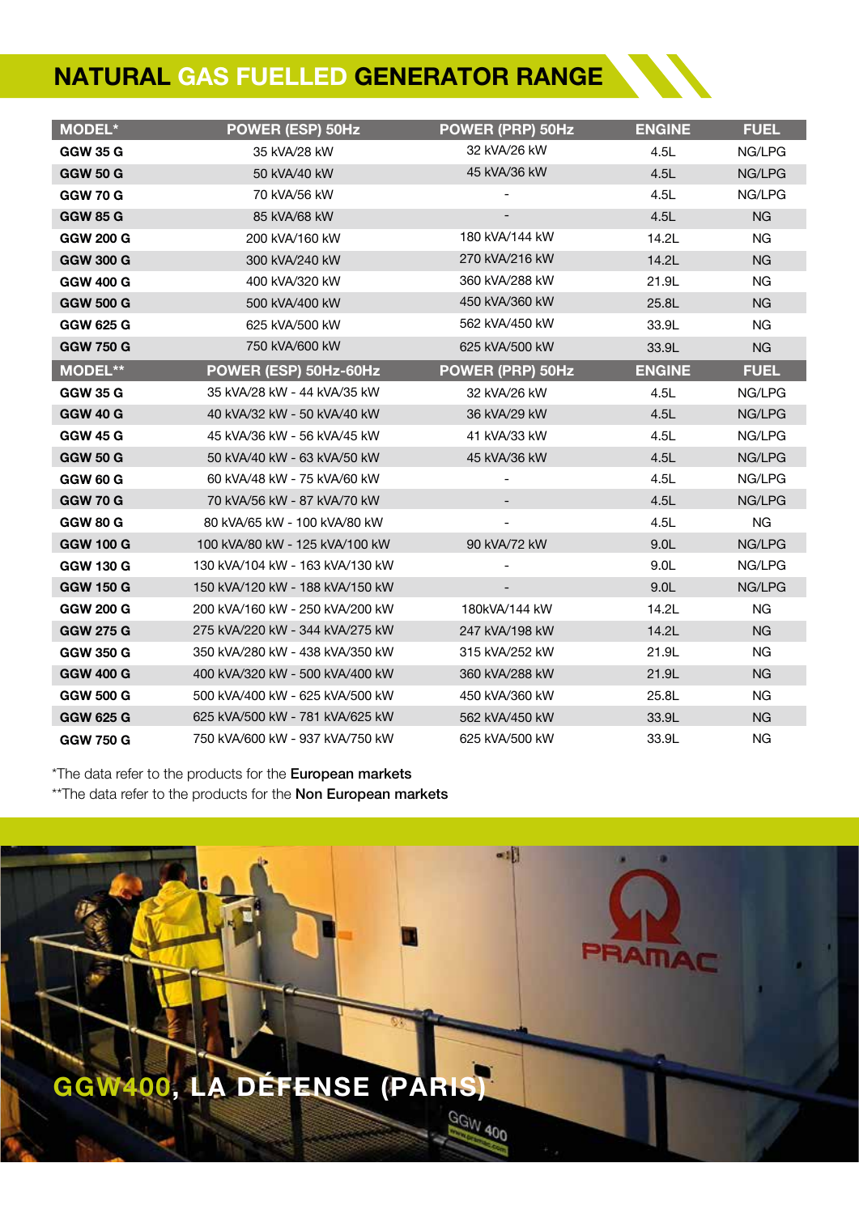## NATURAL GAS FUELLED GENERATOR RANGE

| MODEL* | POWER (ESP) 50Hz | POWER (PRP) 50Hz | ENGINE | FUEL |
|---|---|---|---|---|
| **GGW 35 G** | 35 kVA/28 kW | 32 kVA/26 kW | 4.5L | NG/LPG |
| **GGW 50 G** | 50 kVA/40 kW | 45 kVA/36 kW | 4.5L | NG/LPG |
| **GGW 70 G** | 70 kVA/56 kW | - | 4.5L | NG/LPG |
| **GGW 85 G** | 85 kVA/68 kW | - | 4.5L | NG |
| **GGW 200 G** | 200 kVA/160 kW | 180 kVA/144 kW | 14.2L | NG |
| **GGW 300 G** | 300 kVA/240 kW | 270 kVA/216 kW | 14.2L | NG |
| **GGW 400 G** | 400 kVA/320 kW | 360 kVA/288 kW | 21.9L | NG |
| **GGW 500 G** | 500 kVA/400 kW | 450 kVA/360 kW | 25.8L | NG |
| **GGW 625 G** | 625 kVA/500 kW | 562 kVA/450 kW | 33.9L | NG |
| **GGW 750 G** | 750 kVA/600 kW | 625 kVA/500 kW | 33.9L | NG |
| **MODEL\*\*** | **POWER (ESP) 50Hz-60Hz** | **POWER (PRP) 50Hz** | **ENGINE** | **FUEL** |
| **GGW 35 G** | 35 kVA/28 kW - 44 kVA/35 kW | 32 kVA/26 kW | 4.5L | NG/LPG |
| **GGW 40 G** | 40 kVA/32 kW - 50 kVA/40 kW | 36 kVA/29 kW | 4.5L | NG/LPG |
| **GGW 45 G** | 45 kVA/36 kW - 56 kVA/45 kW | 41 kVA/33 kW | 4.5L | NG/LPG |
| **GGW 50 G** | 50 kVA/40 kW - 63 kVA/50 kW | 45 kVA/36 kW | 4.5L | NG/LPG |
| **GGW 60 G** | 60 kVA/48 kW - 75 kVA/60 kW | - | 4.5L | NG/LPG |
| **GGW 70 G** | 70 kVA/56 kW - 87 kVA/70 kW | - | 4.5L | NG/LPG |
| **GGW 80 G** | 80 kVA/65 kW - 100 kVA/80 kW | - | 4.5L | NG |
| **GGW 100 G** | 100 kVA/80 kW - 125 kVA/100 kW | 90 kVA/72 kW | 9.0L | NG/LPG |
| **GGW 130 G** | 130 kVA/104 kW - 163 kVA/130 kW | - | 9.0L | NG/LPG |
| **GGW 150 G** | 150 kVA/120 kW - 188 kVA/150 kW | - | 9.0L | NG/LPG |
| **GGW 200 G** | 200 kVA/160 kW - 250 kVA/200 kW | 180kVA/144 kW | 14.2L | NG |
| **GGW 275 G** | 275 kVA/220 kW - 344 kVA/275 kW | 247 kVA/198 kW | 14.2L | NG |
| **GGW 350 G** | 350 kVA/280 kW - 438 kVA/350 kW | 315 kVA/252 kW | 21.9L | NG |
| **GGW 400 G** | 400 kVA/320 kW - 500 kVA/400 kW | 360 kVA/288 kW | 21.9L | NG |
| **GGW 500 G** | 500 kVA/400 kW - 625 kVA/500 kW | 450 kVA/360 kW | 25.8L | NG |
| **GGW 625 G** | 625 kVA/500 kW - 781 kVA/625 kW | 562 kVA/450 kW | 33.9L | NG |
| **GGW 750 G** | 750 kVA/600 kW - 937 kVA/750 kW | 625 kVA/500 kW | 33.9L | NG |

*The data refer to the products for the **European markets**

**The data refer to the products for the **Non European markets**

**GGW400, LA DÉFENSE (PARIS)**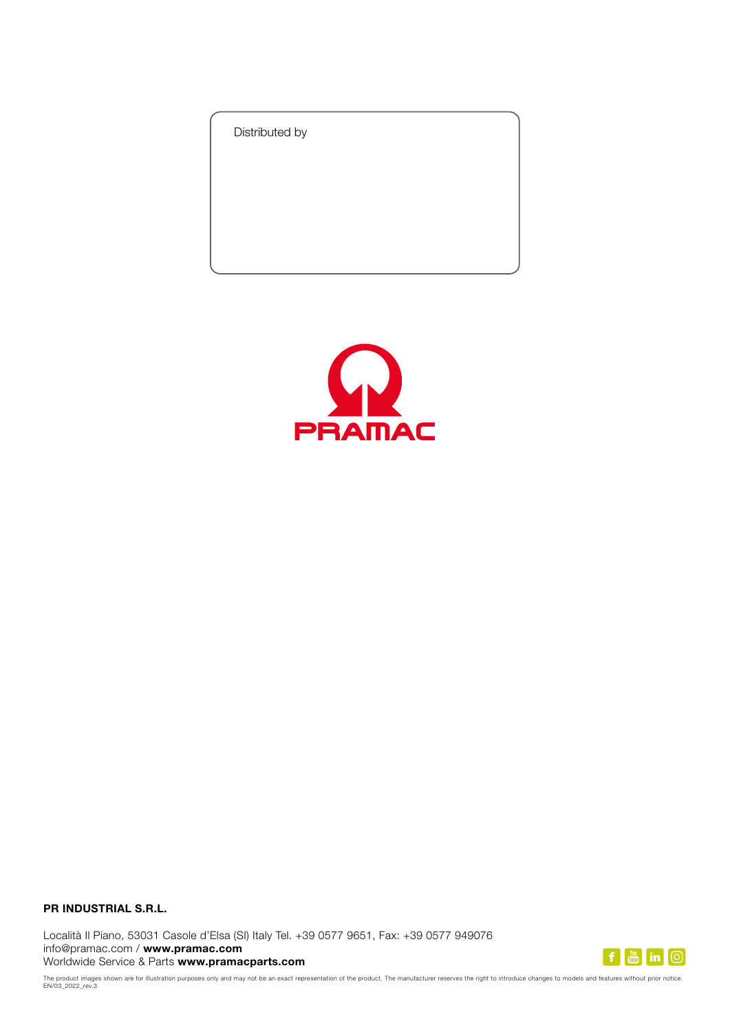Distributed by

PRAMAC

**PR INDUSTRIAL S.R.L.**

Località Il Piano, 53031 Casole d'Elsa (SI) Italy Tel. +39 0577 9651, Fax: +39 0577 949076
info@pramac.com / **www.pramac.com**
Worldwide Service & Parts **www.pramacparts.com**

The product images shown are for illustration purposes only and may not be an exact representation of the product. The manufacturer reserves the right to introduce changes to models and features without prior notice.
EN/03_2022_rev.3